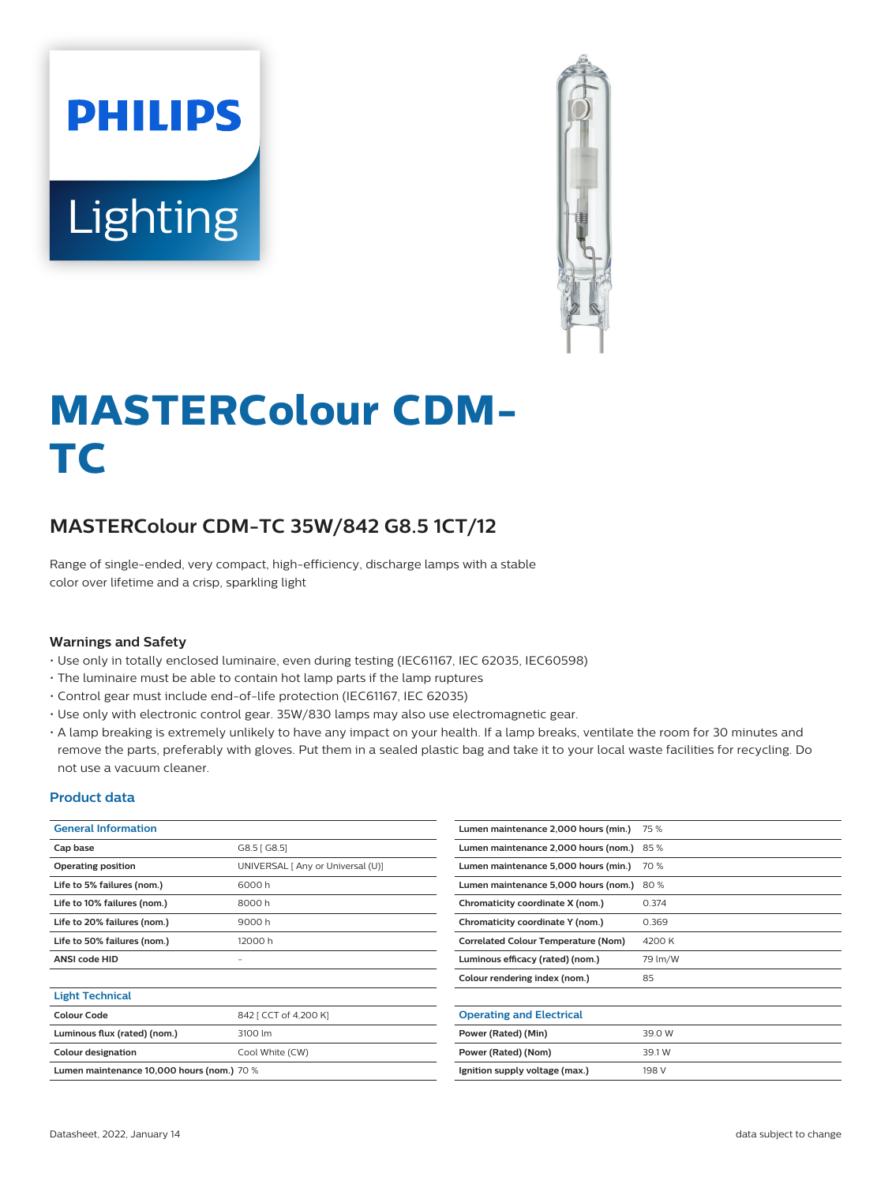PHILIPS Lighting

# MASTERColour CDM-TC

## MASTERColour CDM-TC 35W/842 G8.5 1CT/12

Range of single-ended, very compact, high-efficiency, discharge lamps with a stable color over lifetime and a crisp, sparkling light

### Warnings and Safety

- Use only in totally enclosed luminaire, even during testing (IEC61167, IEC 62035, IEC60598)
- The luminaire must be able to contain hot lamp parts if the lamp ruptures
- Control gear must include end-of-life protection (IEC61167, IEC 62035)
- Use only with electronic control gear. 35W/830 lamps may also use electromagnetic gear.
- A lamp breaking is extremely unlikely to have any impact on your health. If a lamp breaks, ventilate the room for 30 minutes and remove the parts, preferably with gloves. Put them in a sealed plastic bag and take it to your local waste facilities for recycling. Do not use a vacuum cleaner.

### Product data

| General Information | |
|---|---|
| Cap base | G8.5 [ G8.5] |
| Operating position | UNIVERSAL [ Any or Universal (U)] |
| Life to 5% failures (nom.) | 6000 h |
| Life to 10% failures (nom.) | 8000 h |
| Life to 20% failures (nom.) | 9000 h |
| Life to 50% failures (nom.) | 12000 h |
| ANSI code HID | - |

| Light Technical | |
|---|---|
| Colour Code | 842 [ CCT of 4,200 K] |
| Luminous flux (rated) (nom.) | 3100 lm |
| Colour designation | Cool White (CW) |
| Lumen maintenance 10,000 hours (nom.) | 70 % |
| Lumen maintenance 2,000 hours (min.) | 75 % |
| Lumen maintenance 2,000 hours (nom.) | 85 % |
| Lumen maintenance 5,000 hours (min.) | 70 % |
| Lumen maintenance 5,000 hours (nom.) | 80 % |
| Chromaticity coordinate X (nom.) | 0.374 |
| Chromaticity coordinate Y (nom.) | 0.369 |
| Correlated Colour Temperature (Nom) | 4200 K |
| Luminous efficacy (rated) (nom.) | 79 lm/W |
| Colour rendering index (nom.) | 85 |

| Operating and Electrical | |
|---|---|
| Power (Rated) (Min) | 39.0 W |
| Power (Rated) (Nom) | 39.1 W |
| Ignition supply voltage (max.) | 198 V |

Datasheet, 2022, January 14

data subject to change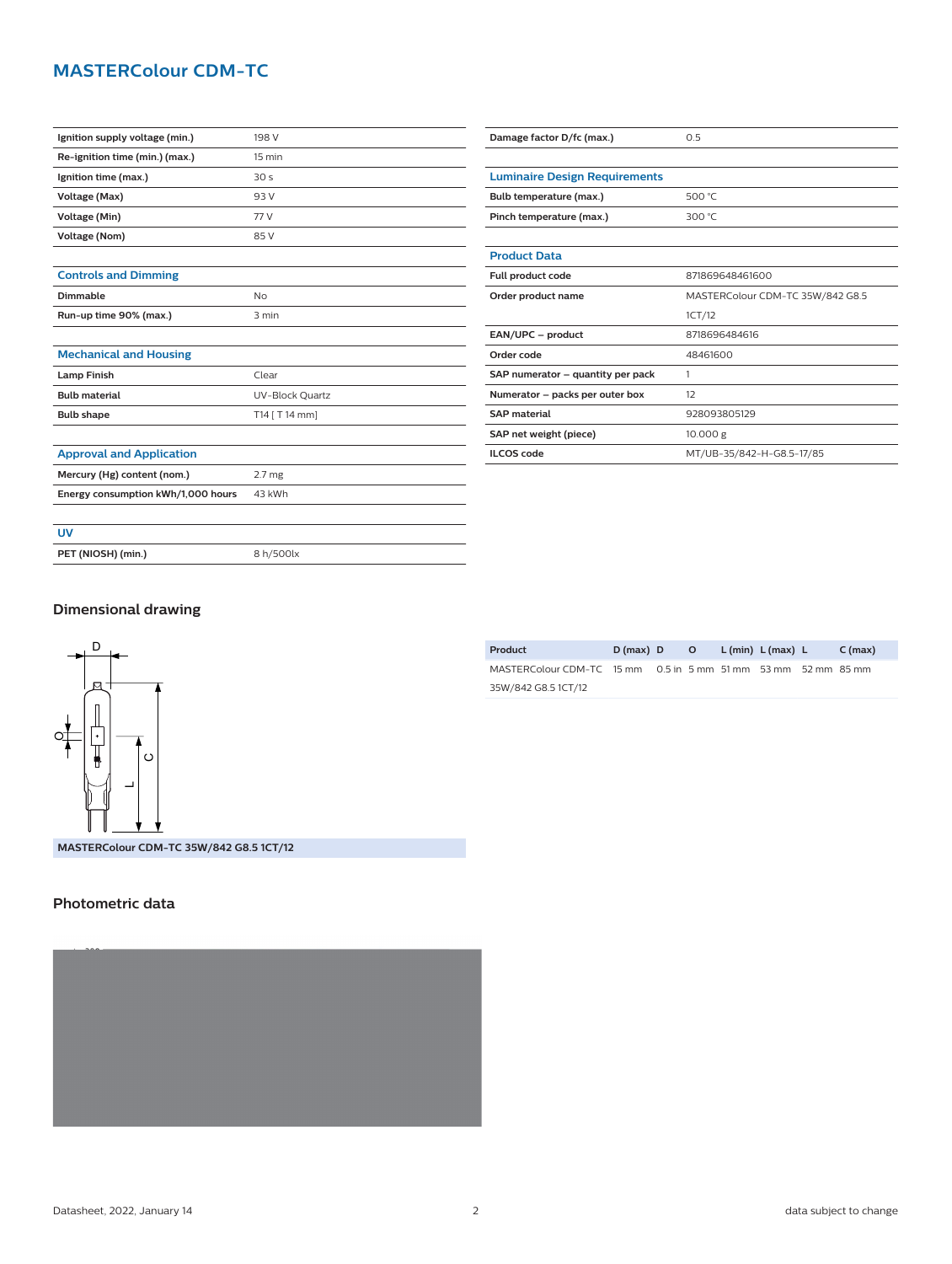# MASTERColour CDM-TC

| | |
|---|---|
| Ignition supply voltage (min.) | 198 V |
| Re-ignition time (min.) (max.) | 15 min |
| Ignition time (max.) | 30 s |
| Voltage (Max) | 93 V |
| Voltage (Min) | 77 V |
| Voltage (Nom) | 85 V |

### Controls and Dimming

| | |
|---|---|
| Dimmable | No |
| Run-up time 90% (max.) | 3 min |

### Mechanical and Housing

| | |
|---|---|
| Lamp Finish | Clear |
| Bulb material | UV-Block Quartz |
| Bulb shape | T14 [ T 14 mm] |

### Approval and Application

| | |
|---|---|
| Mercury (Hg) content (nom.) | 2.7 mg |
| Energy consumption kWh/1,000 hours | 43 kWh |

### UV

| | |
|---|---|
| PET (NIOSH) (min.) | 8 h/500lx |

| | |
|---|---|
| Damage factor D/fc (max.) | 0.5 |

### Luminaire Design Requirements

| | |
|---|---|
| Bulb temperature (max.) | 500 °C |
| Pinch temperature (max.) | 300 °C |

### Product Data

| | |
|---|---|
| Full product code | 871869648461600 |
| Order product name | MASTERColour CDM-TC 35W/842 G8.5 1CT/12 |
| EAN/UPC – product | 8718696484616 |
| Order code | 48461600 |
| SAP numerator – quantity per pack | 1 |
| Numerator – packs per outer box | 12 |
| SAP material | 928093805129 |
| SAP net weight (piece) | 10.000 g |
| ILCOS code | MT/UB-35/842-H-G8.5-17/85 |

## Dimensional drawing

MASTERColour CDM-TC 35W/842 G8.5 1CT/12

| Product | D (max) | D | O | L (min) | L (max) | L | C (max) |
|---|---|---|---|---|---|---|---|
| MASTERColour CDM-TC 35W/842 G8.5 1CT/12 | 15 mm | 0.5 in | 5 mm | 51 mm | 53 mm | 52 mm | 85 mm |

## Photometric data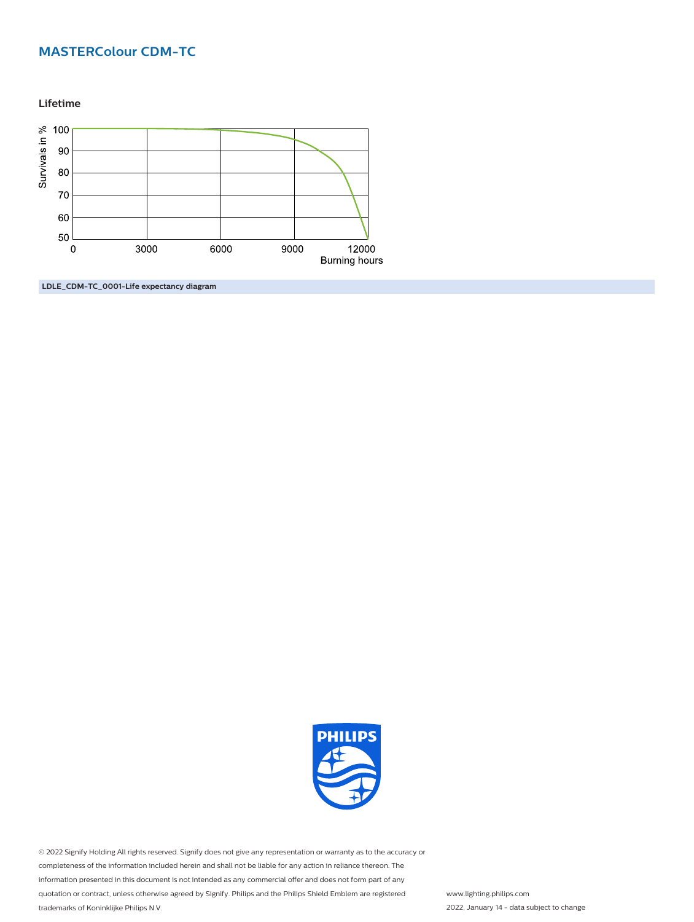## MASTERColour CDM-TC

### Lifetime

Survivals in %
100
90
80
70
60
50
0
3000
6000
9000
12000
Burning hours

**LDLE_CDM-TC_0001-Life expectancy diagram**

© 2022 Signify Holding All rights reserved. Signify does not give any representation or warranty as to the accuracy or completeness of the information included herein and shall not be liable for any action in reliance thereon. The information presented in this document is not intended as any commercial offer and does not form part of any quotation or contract, unless otherwise agreed by Signify. Philips and the Philips Shield Emblem are registered trademarks of Koninklijke Philips N.V.

www.lighting.philips.com
2022, January 14 - data subject to change